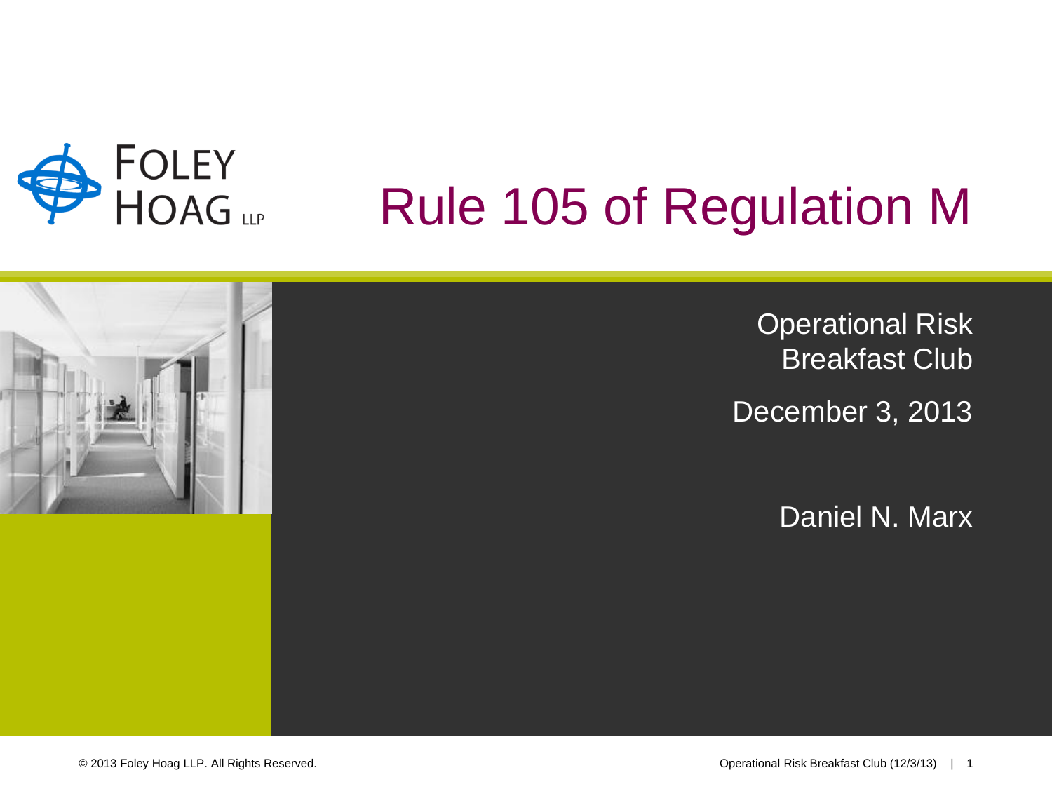FOLEY HOAG LLP

# Rule 105 of Regulation M

Operational Risk Breakfast Club

December 3, 2013

Daniel N. Marx

© 2013 Foley Hoag LLP. All Rights Reserved.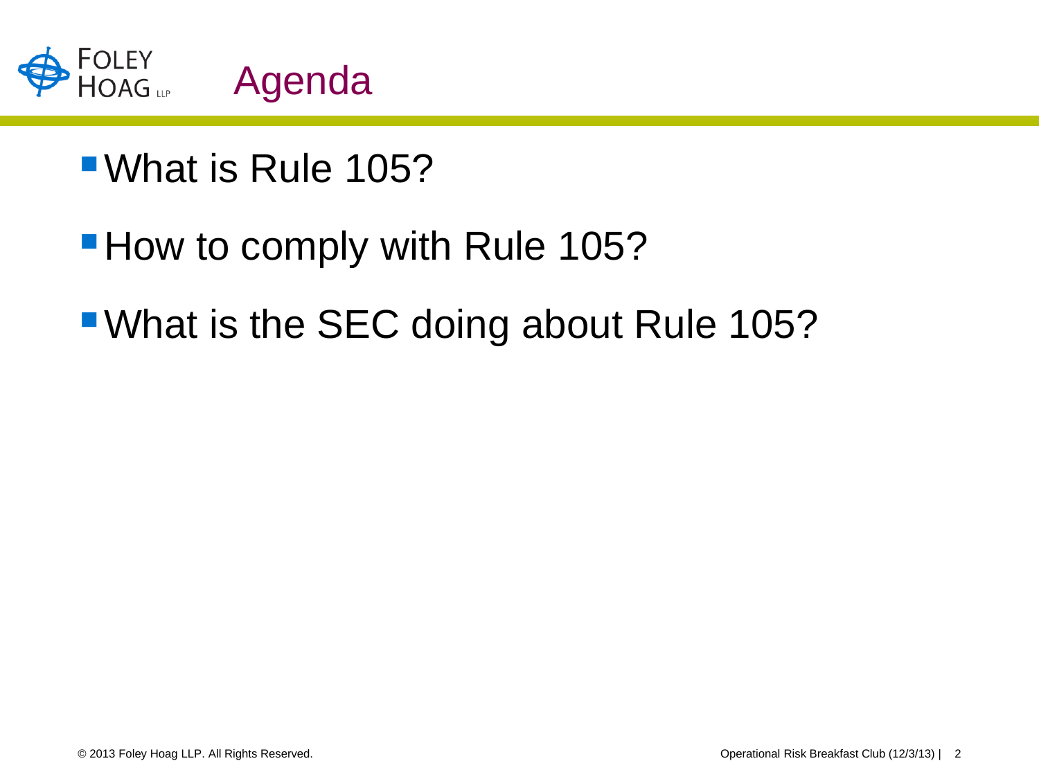# Agenda

- What is Rule 105?
- How to comply with Rule 105?
- What is the SEC doing about Rule 105?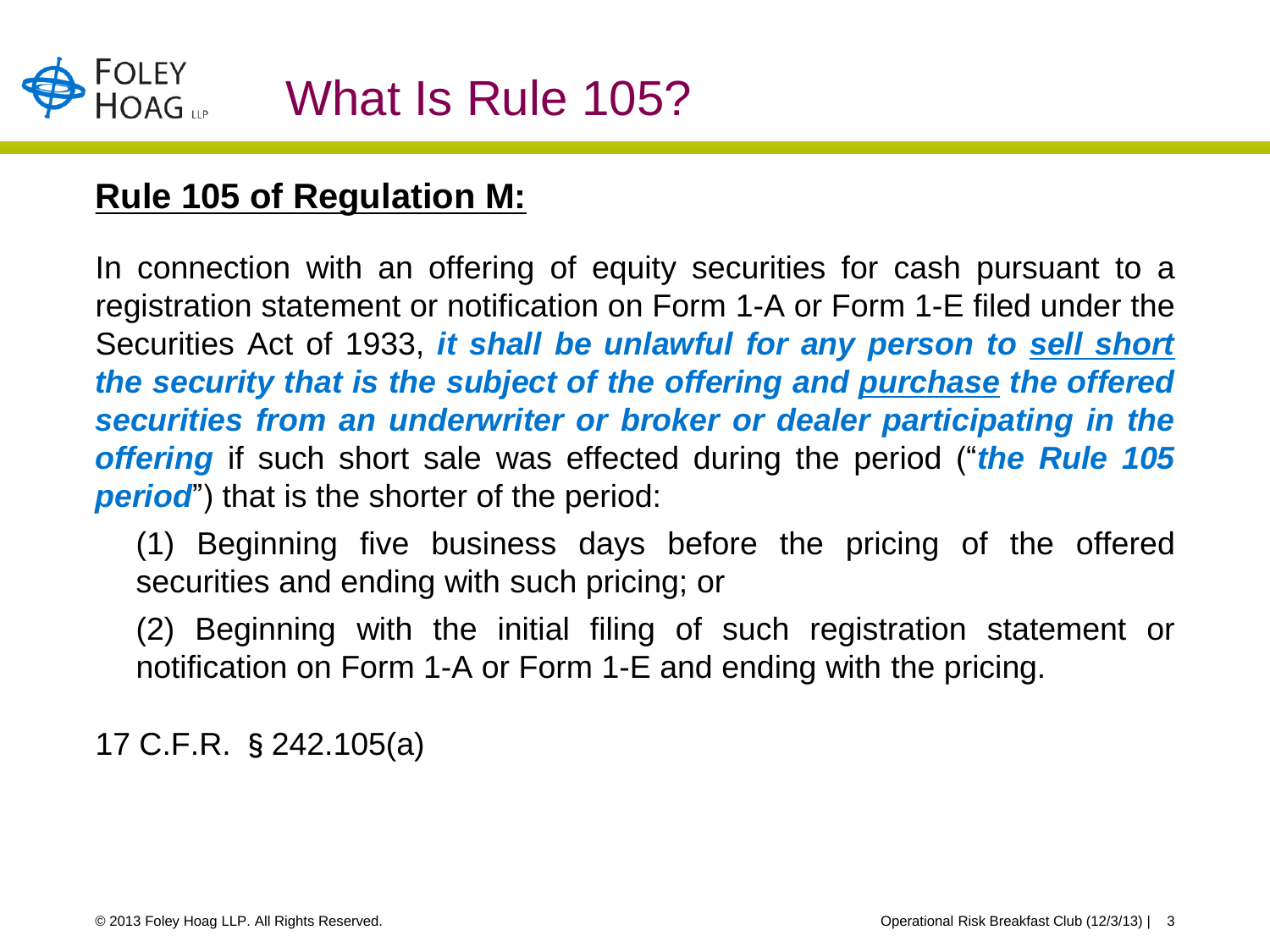# What Is Rule 105?

**Rule 105 of Regulation M:**

In connection with an offering of equity securities for cash pursuant to a registration statement or notification on Form 1-A or Form 1-E filed under the Securities Act of 1933, ***it shall be unlawful for any person to sell short the security that is the subject of the offering and purchase the offered securities from an underwriter or broker or dealer participating in the offering*** if such short sale was effected during the period ("***the Rule 105 period***") that is the shorter of the period:

(1) Beginning five business days before the pricing of the offered securities and ending with such pricing; or

(2) Beginning with the initial filing of such registration statement or notification on Form 1-A or Form 1-E and ending with the pricing.

17 C.F.R. § 242.105(a)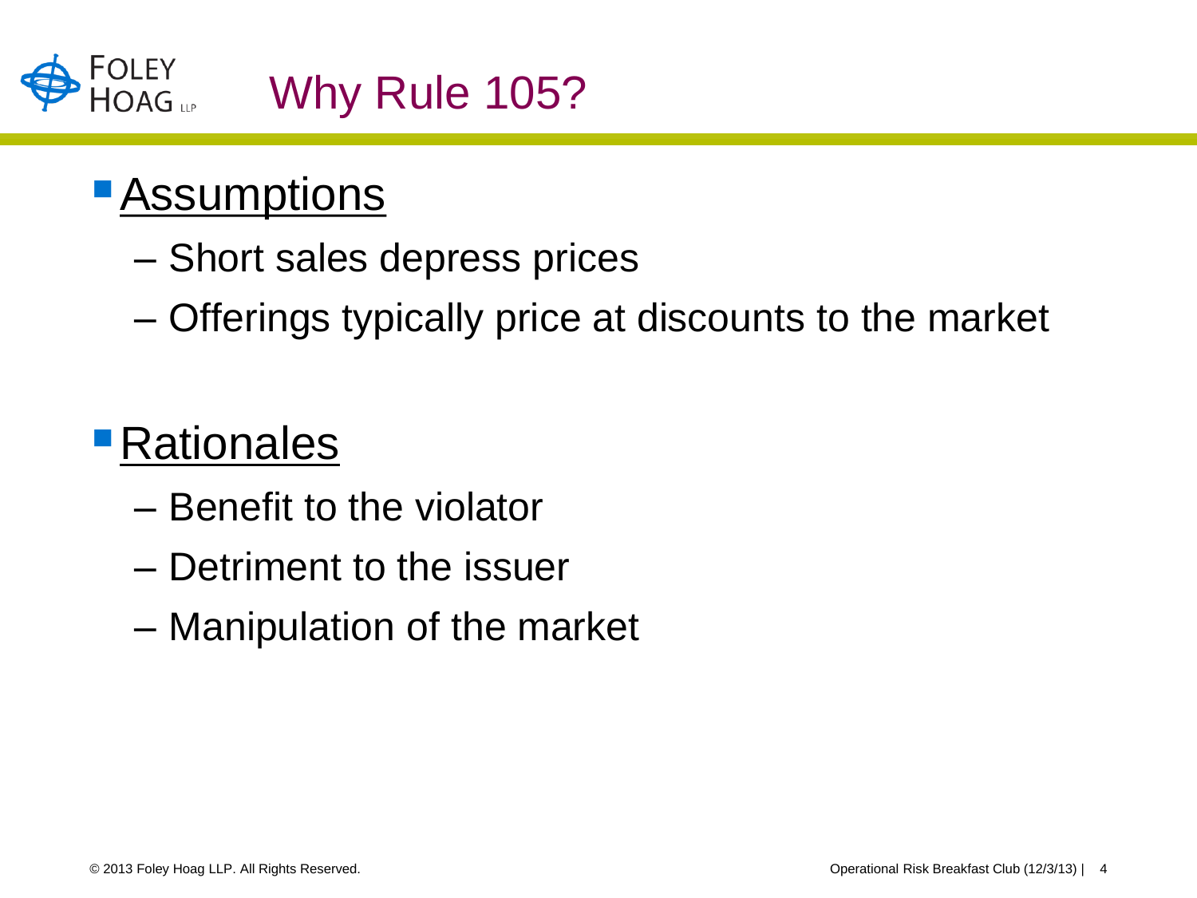# Why Rule 105?

- **Assumptions**
  - Short sales depress prices
  - Offerings typically price at discounts to the market

- **Rationales**
  - Benefit to the violator
  - Detriment to the issuer
  - Manipulation of the market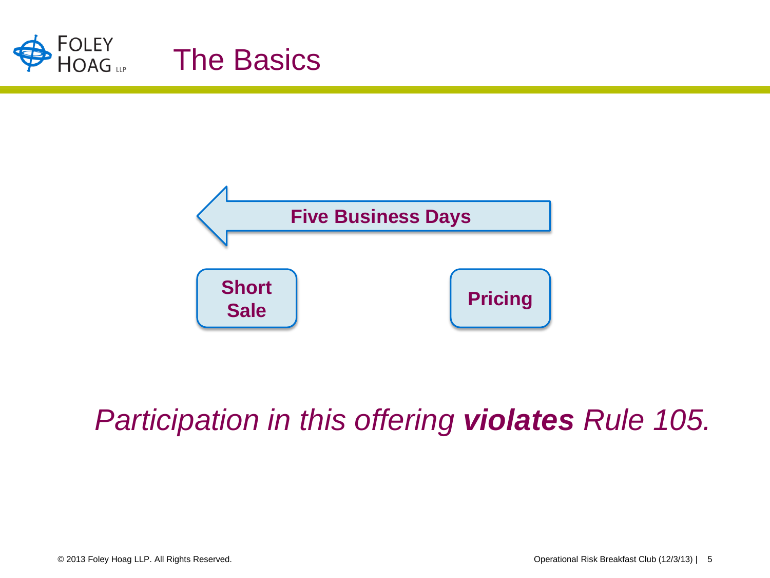# The Basics

**Five Business Days**

**Short Sale**

**Pricing**

*Participation in this offering **violates** Rule 105.*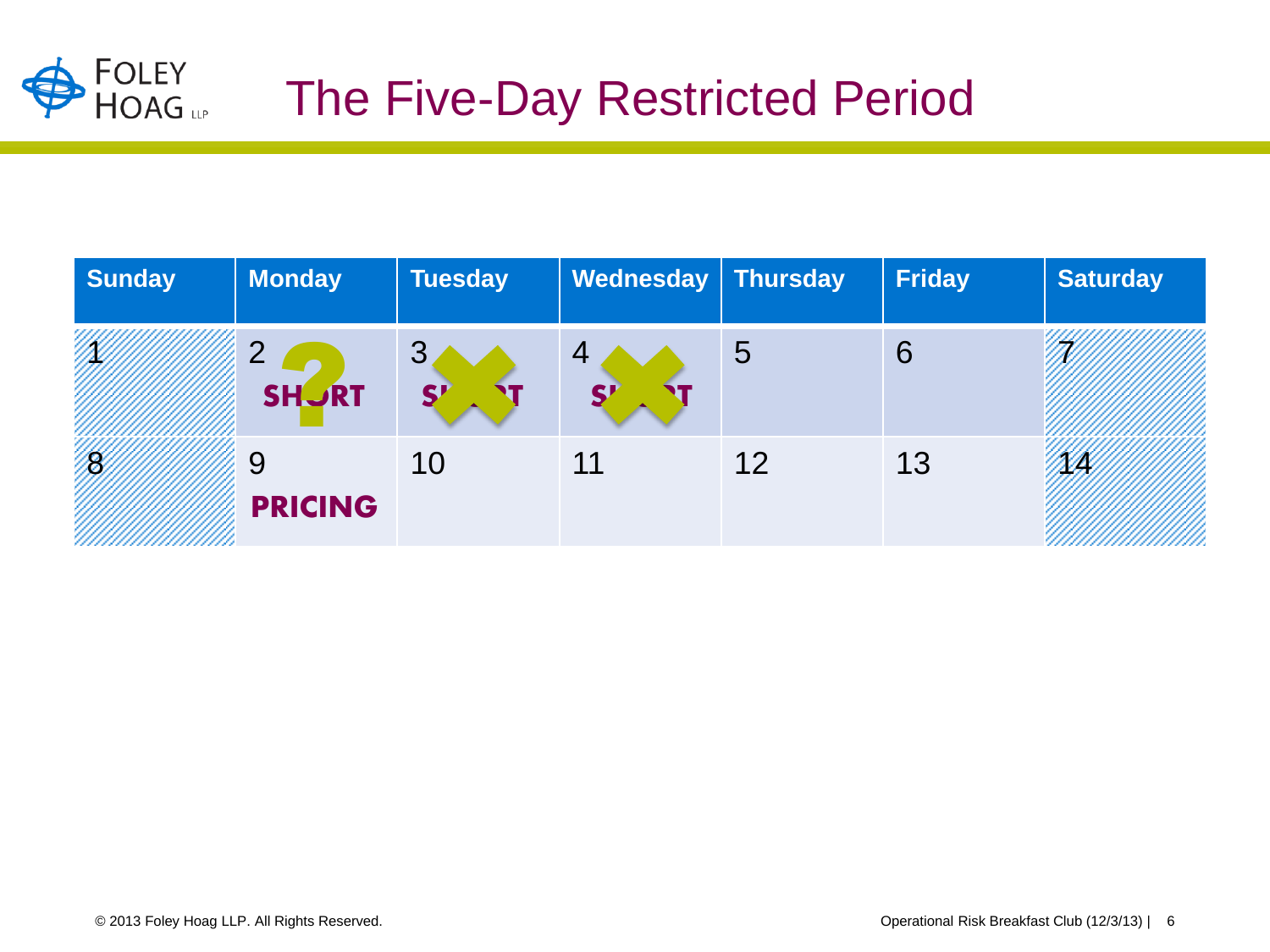# The Five-Day Restricted Period

| Sunday | Monday | Tuesday | Wednesday | Thursday | Friday | Saturday |
|---|---|---|---|---|---|---|
| 1 | 2 SHORT ? | 3 SHORT ✗ | 4 SHORT ✗ | 5 | 6 | 7 |
| 8 | 9 PRICING | 10 | 11 | 12 | 13 | 14 |

© 2013 Foley Hoag LLP. All Rights Reserved.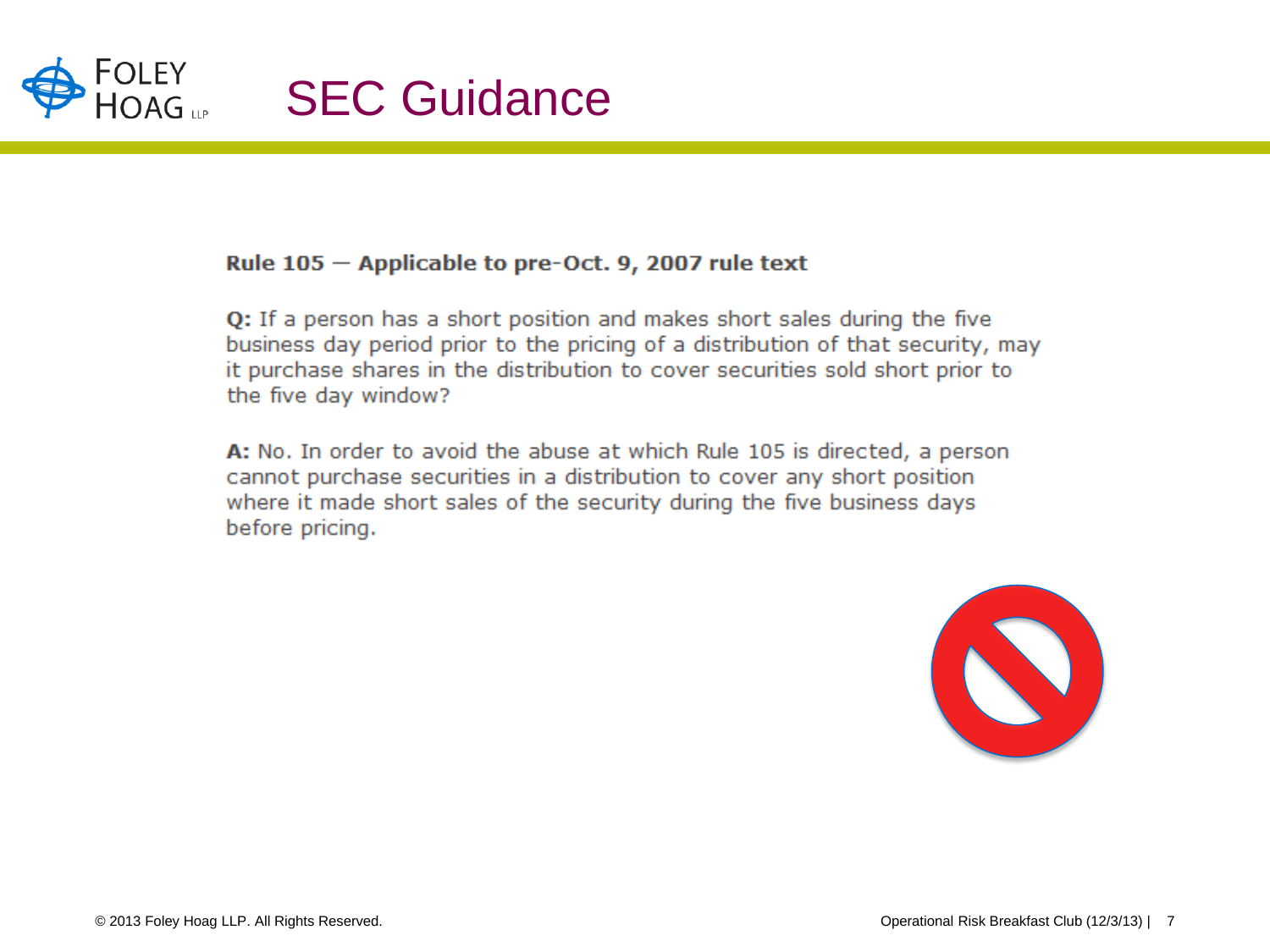# SEC Guidance

**Rule 105 — Applicable to pre-Oct. 9, 2007 rule text**

**Q:** If a person has a short position and makes short sales during the five business day period prior to the pricing of a distribution of that security, may it purchase shares in the distribution to cover securities sold short prior to the five day window?

**A:** No. In order to avoid the abuse at which Rule 105 is directed, a person cannot purchase securities in a distribution to cover any short position where it made short sales of the security during the five business days before pricing.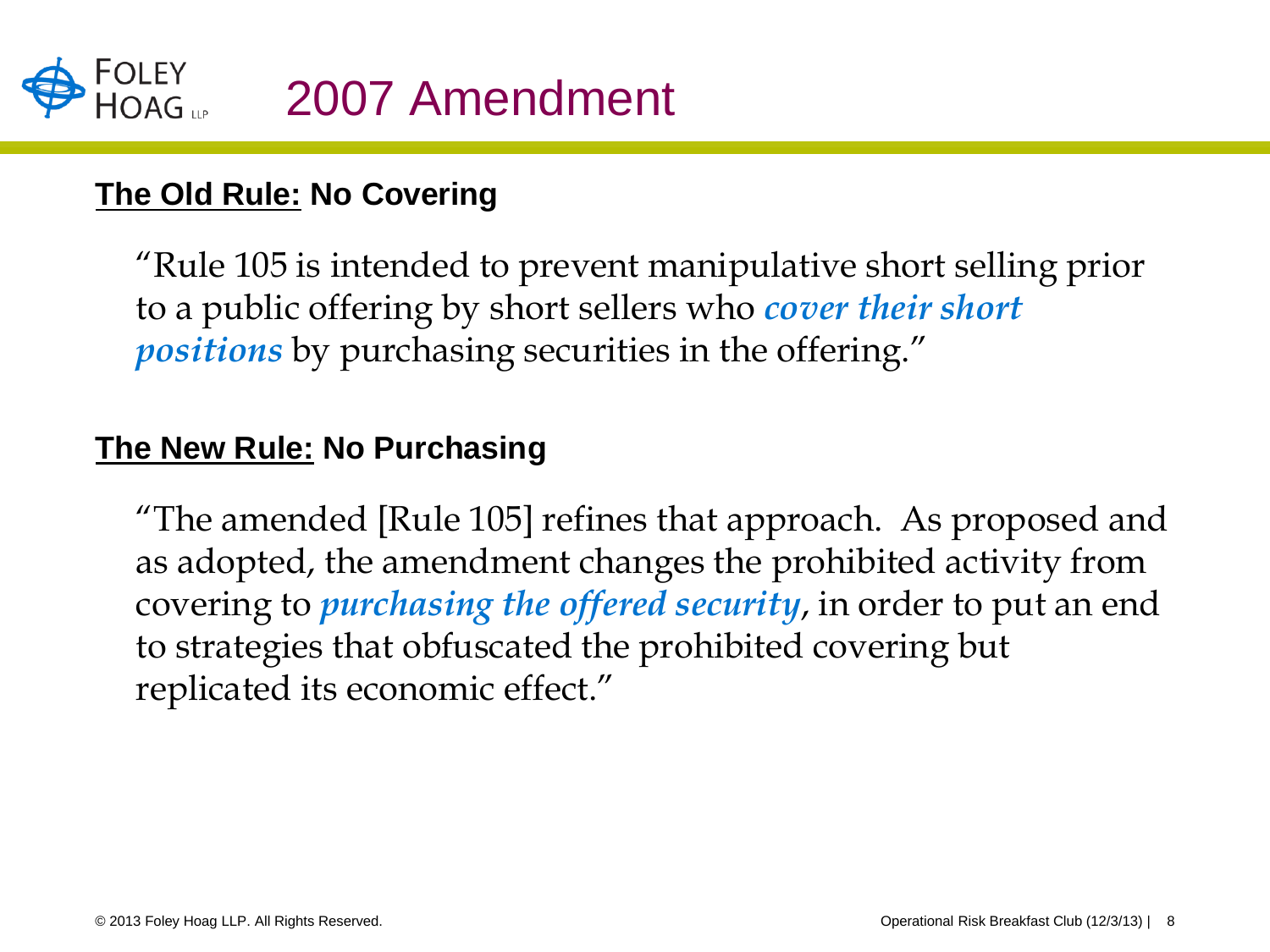# 2007 Amendment

**The Old Rule: No Covering**

"Rule 105 is intended to prevent manipulative short selling prior to a public offering by short sellers who ***cover their short positions*** by purchasing securities in the offering."

**The New Rule: No Purchasing**

"The amended [Rule 105] refines that approach. As proposed and as adopted, the amendment changes the prohibited activity from covering to ***purchasing the offered security***, in order to put an end to strategies that obfuscated the prohibited covering but replicated its economic effect."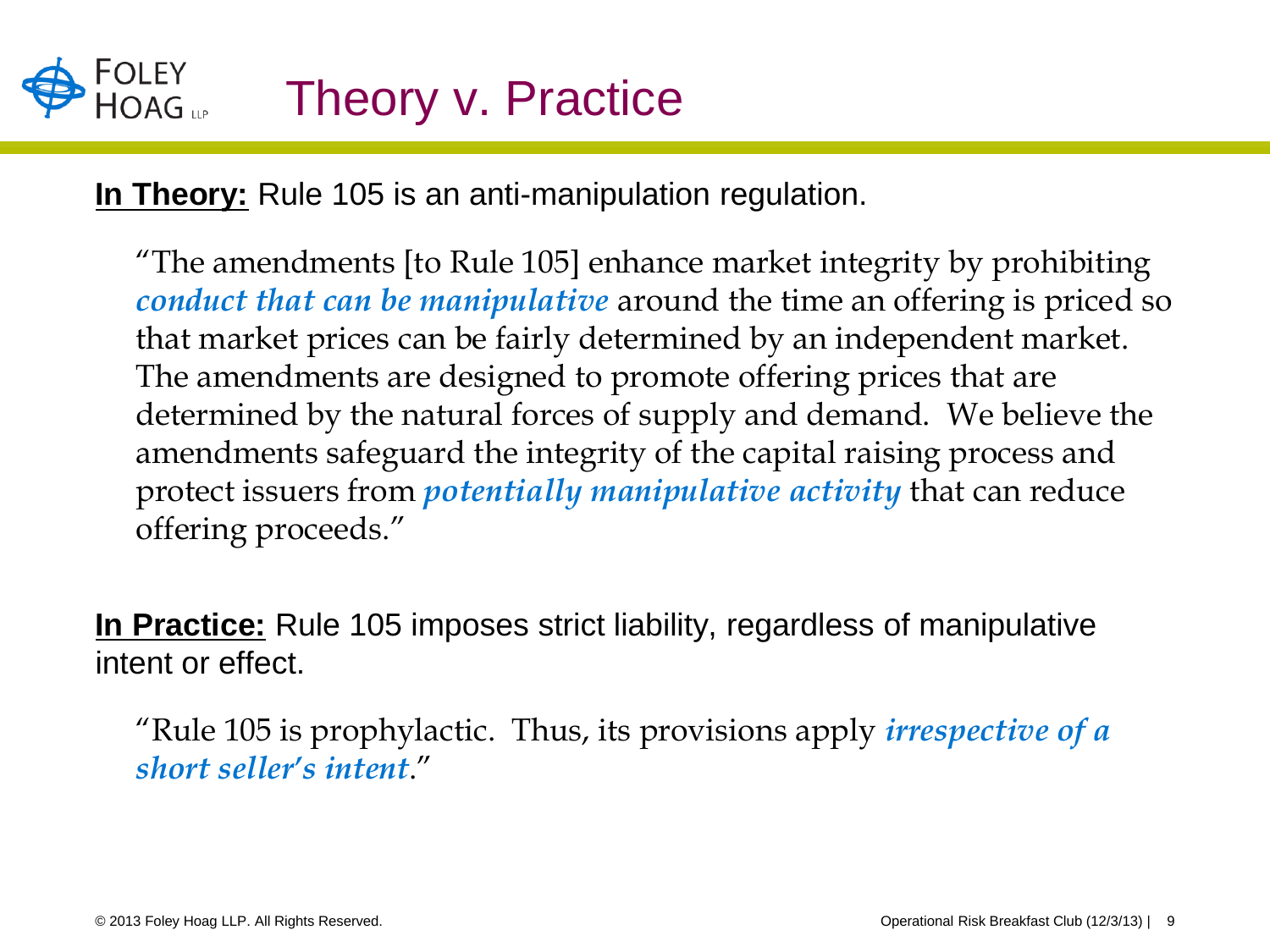# Theory v. Practice

**In Theory:** Rule 105 is an anti-manipulation regulation.

> "The amendments [to Rule 105] enhance market integrity by prohibiting ***conduct that can be manipulative*** around the time an offering is priced so that market prices can be fairly determined by an independent market. The amendments are designed to promote offering prices that are determined by the natural forces of supply and demand. We believe the amendments safeguard the integrity of the capital raising process and protect issuers from ***potentially manipulative activity*** that can reduce offering proceeds."

**In Practice:** Rule 105 imposes strict liability, regardless of manipulative intent or effect.

> "Rule 105 is prophylactic. Thus, its provisions apply ***irrespective of a short seller's intent***."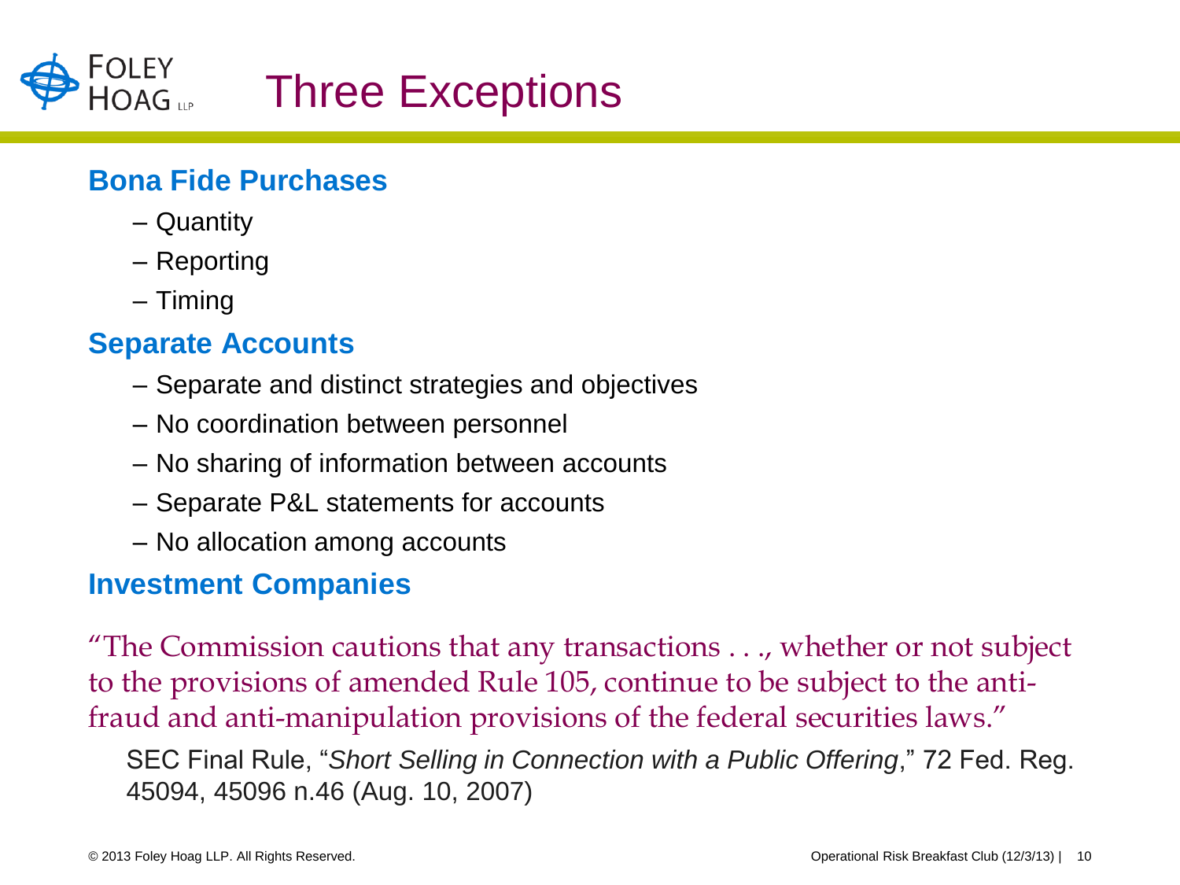# Three Exceptions

**Bona Fide Purchases**

- Quantity
- Reporting
- Timing

**Separate Accounts**

- Separate and distinct strategies and objectives
- No coordination between personnel
- No sharing of information between accounts
- Separate P&L statements for accounts
- No allocation among accounts

**Investment Companies**

"The Commission cautions that any transactions . . ., whether or not subject to the provisions of amended Rule 105, continue to be subject to the anti-fraud and anti-manipulation provisions of the federal securities laws."

SEC Final Rule, "*Short Selling in Connection with a Public Offering*," 72 Fed. Reg. 45094, 45096 n.46 (Aug. 10, 2007)

© 2013 Foley Hoag LLP. All Rights Reserved.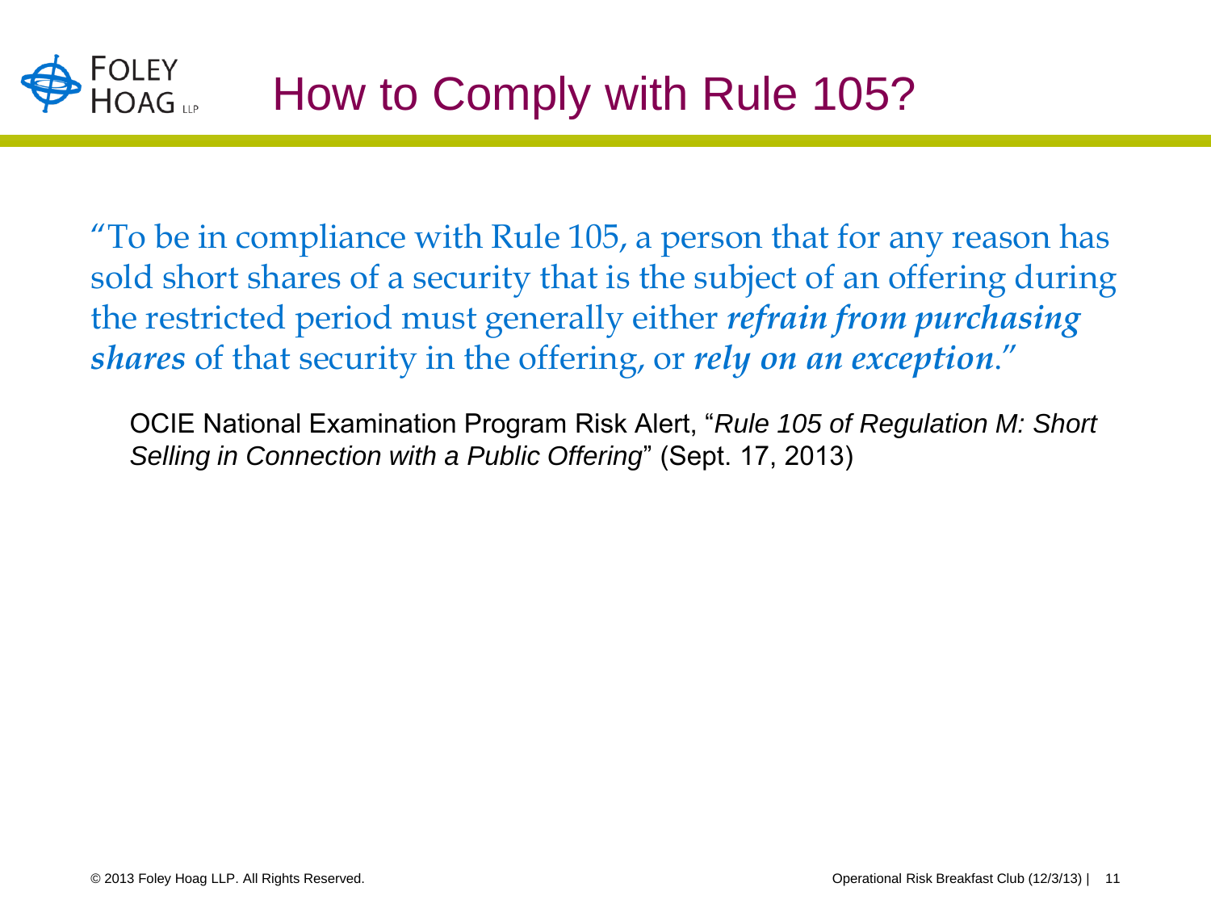# How to Comply with Rule 105?

"To be in compliance with Rule 105, a person that for any reason has sold short shares of a security that is the subject of an offering during the restricted period must generally either ***refrain from purchasing shares*** of that security in the offering, or ***rely on an exception***."

OCIE National Examination Program Risk Alert, "*Rule 105 of Regulation M: Short Selling in Connection with a Public Offering*" (Sept. 17, 2013)

© 2013 Foley Hoag LLP. All Rights Reserved.

Operational Risk Breakfast Club (12/3/13)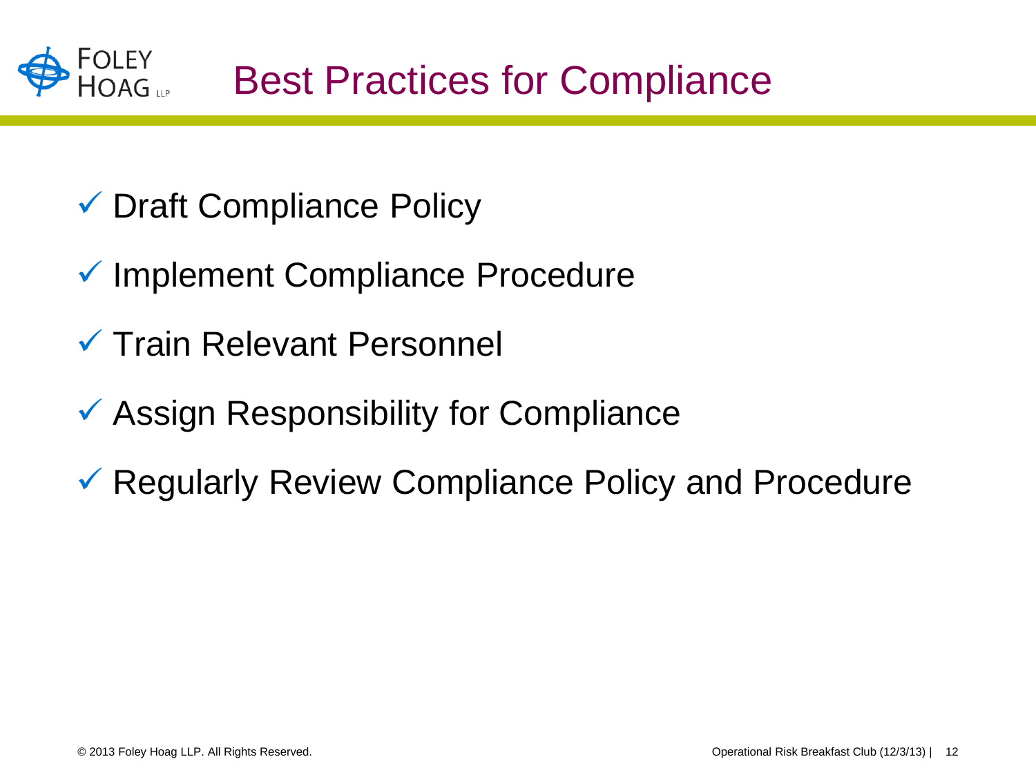# Best Practices for Compliance

- ✓ Draft Compliance Policy
- ✓ Implement Compliance Procedure
- ✓ Train Relevant Personnel
- ✓ Assign Responsibility for Compliance
- ✓ Regularly Review Compliance Policy and Procedure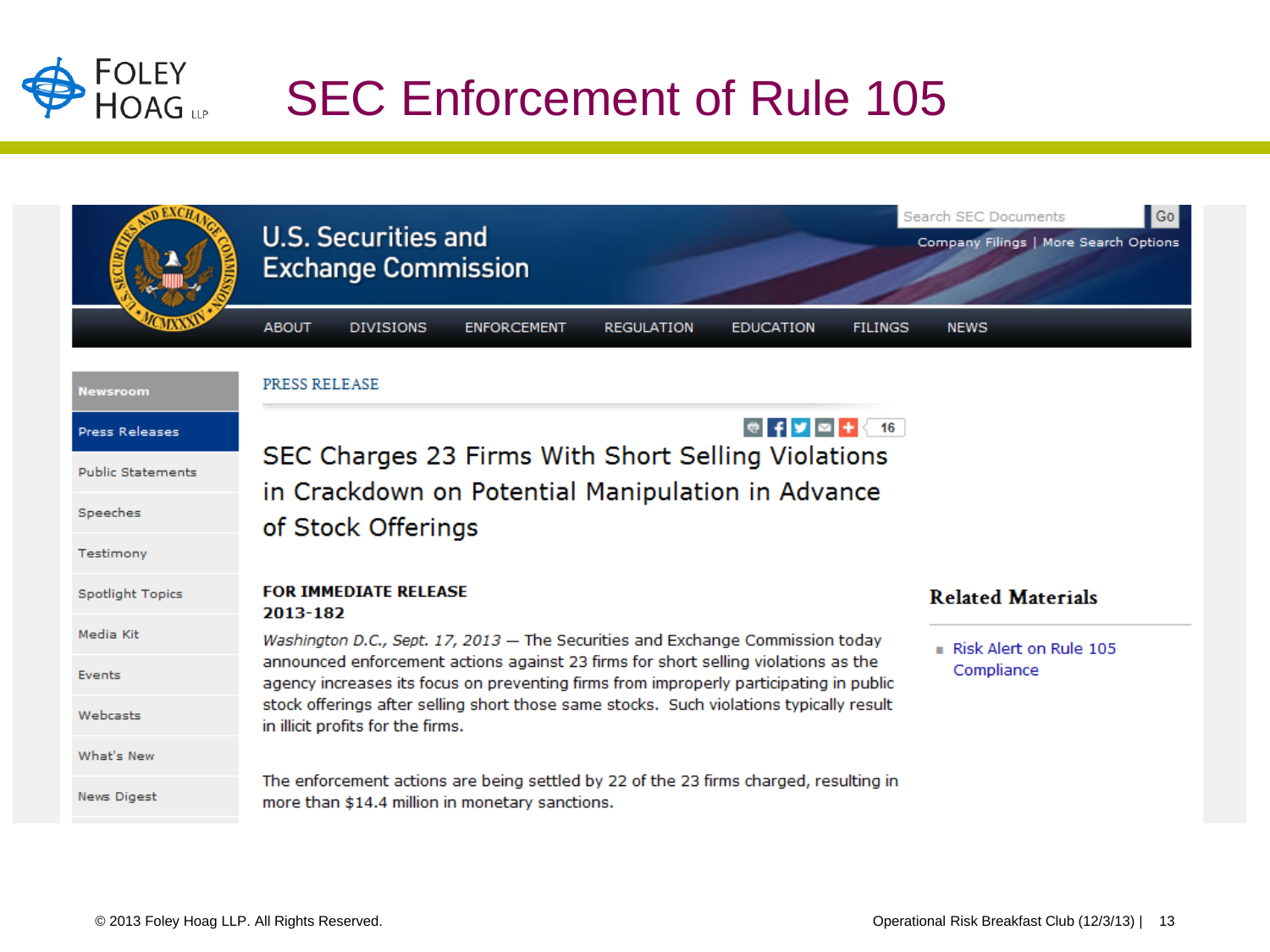# SEC Enforcement of Rule 105

U.S. Securities and Exchange Commission

ABOUT | DIVISIONS | ENFORCEMENT | REGULATION | EDUCATION | FILINGS | NEWS

PRESS RELEASE

## SEC Charges 23 Firms With Short Selling Violations in Crackdown on Potential Manipulation in Advance of Stock Offerings

**FOR IMMEDIATE RELEASE**
**2013-182**

*Washington D.C., Sept. 17, 2013* — The Securities and Exchange Commission today announced enforcement actions against 23 firms for short selling violations as the agency increases its focus on preventing firms from improperly participating in public stock offerings after selling short those same stocks. Such violations typically result in illicit profits for the firms.

The enforcement actions are being settled by 22 of the 23 firms charged, resulting in more than $14.4 million in monetary sanctions.

### Related Materials

- Risk Alert on Rule 105 Compliance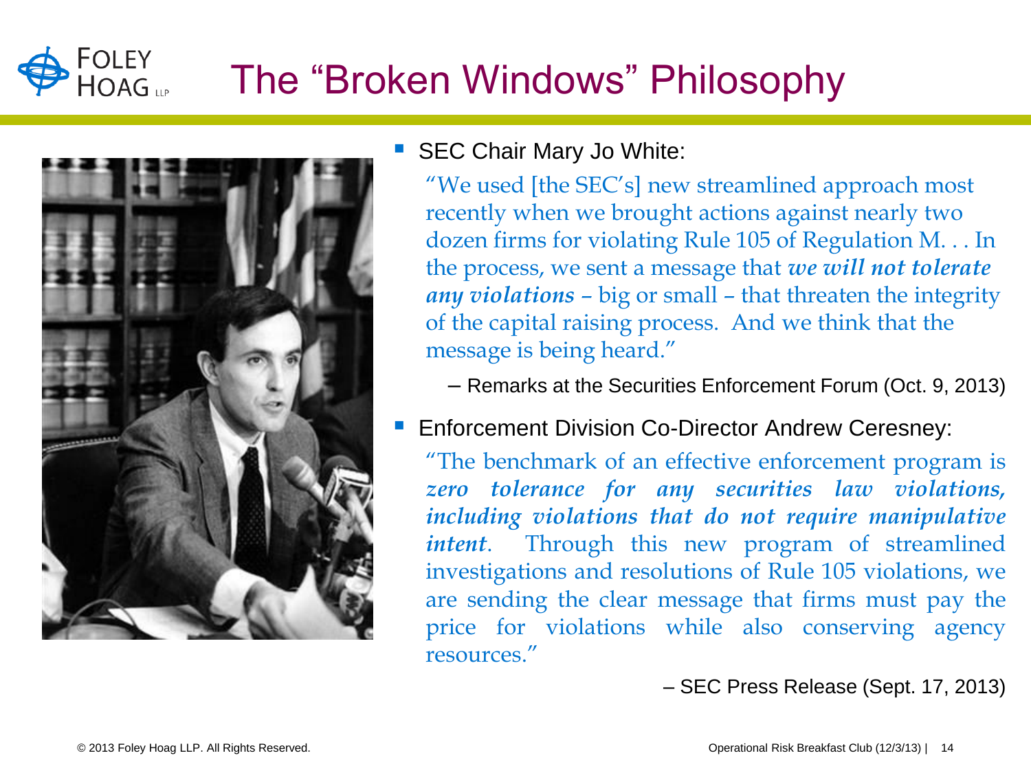# The "Broken Windows" Philosophy

- SEC Chair Mary Jo White:

  "We used [the SEC's] new streamlined approach most recently when we brought actions against nearly two dozen firms for violating Rule 105 of Regulation M. . . In the process, we sent a message that ***we will not tolerate any violations*** – big or small – that threaten the integrity of the capital raising process. And we think that the message is being heard."

  – Remarks at the Securities Enforcement Forum (Oct. 9, 2013)

- Enforcement Division Co-Director Andrew Ceresney:

  "The benchmark of an effective enforcement program is ***zero tolerance for any securities law violations, including violations that do not require manipulative intent***. Through this new program of streamlined investigations and resolutions of Rule 105 violations, we are sending the clear message that firms must pay the price for violations while also conserving agency resources."

  – SEC Press Release (Sept. 17, 2013)

© 2013 Foley Hoag LLP. All Rights Reserved.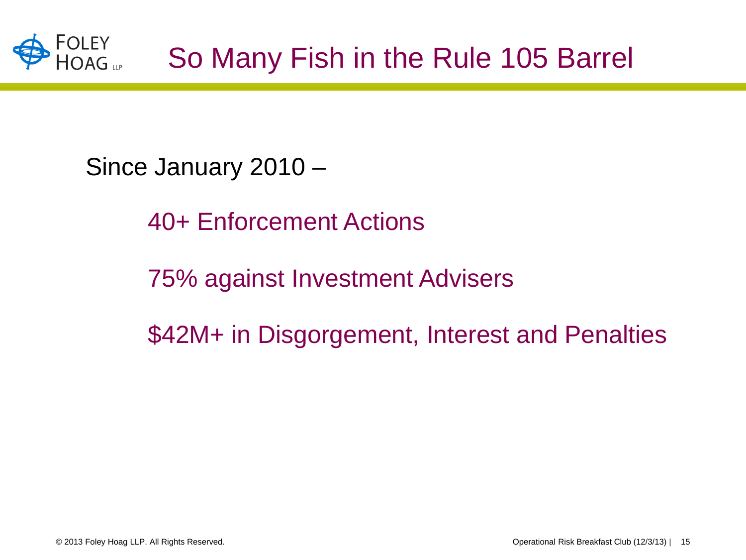# So Many Fish in the Rule 105 Barrel

Since January 2010 –

- 40+ Enforcement Actions
- 75% against Investment Advisers
- $42M+ in Disgorgement, Interest and Penalties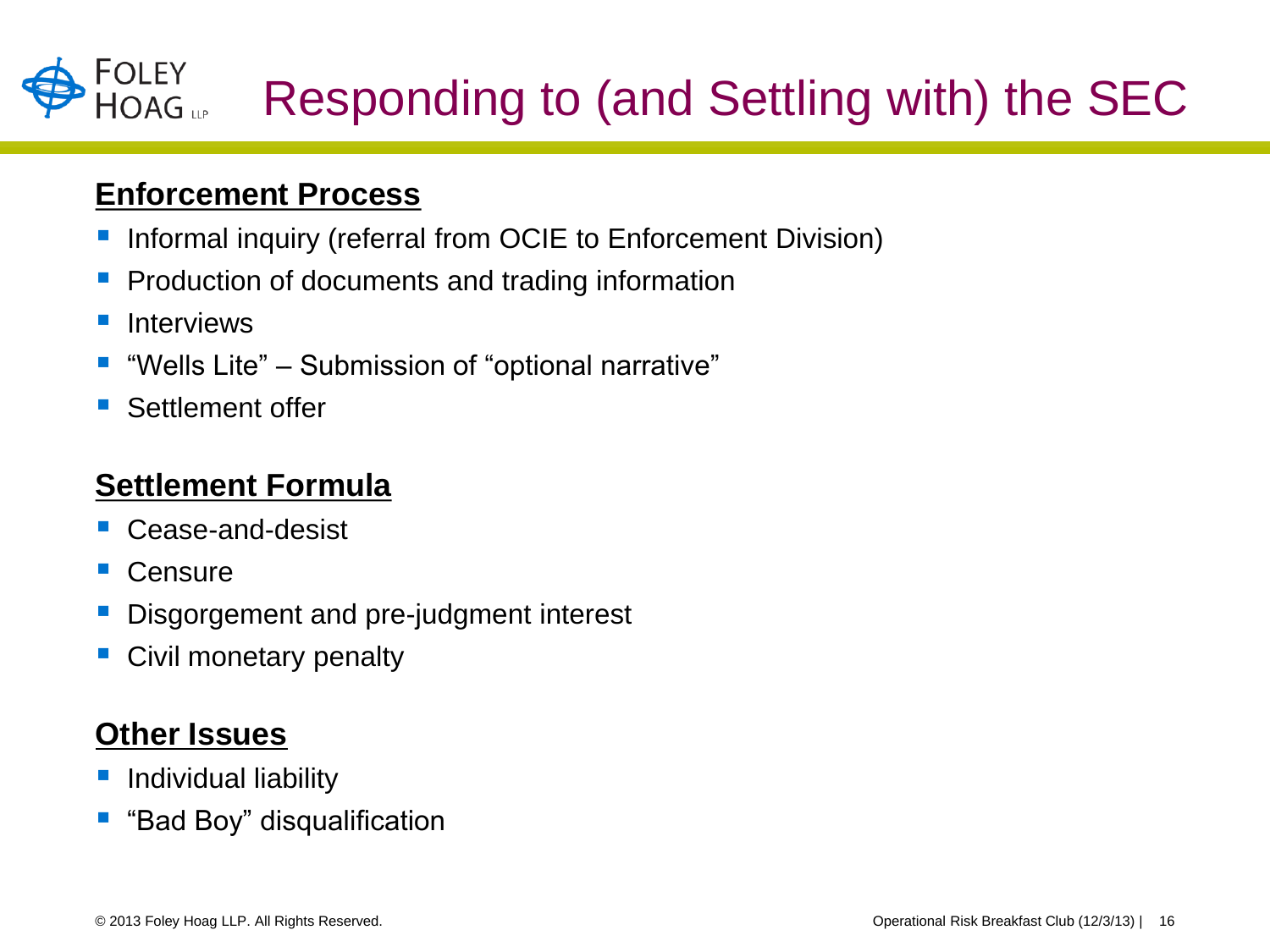# Responding to (and Settling with) the SEC

## Enforcement Process

- Informal inquiry (referral from OCIE to Enforcement Division)
- Production of documents and trading information
- Interviews
- "Wells Lite" – Submission of "optional narrative"
- Settlement offer

## Settlement Formula

- Cease-and-desist
- Censure
- Disgorgement and pre-judgment interest
- Civil monetary penalty

## Other Issues

- Individual liability
- "Bad Boy" disqualification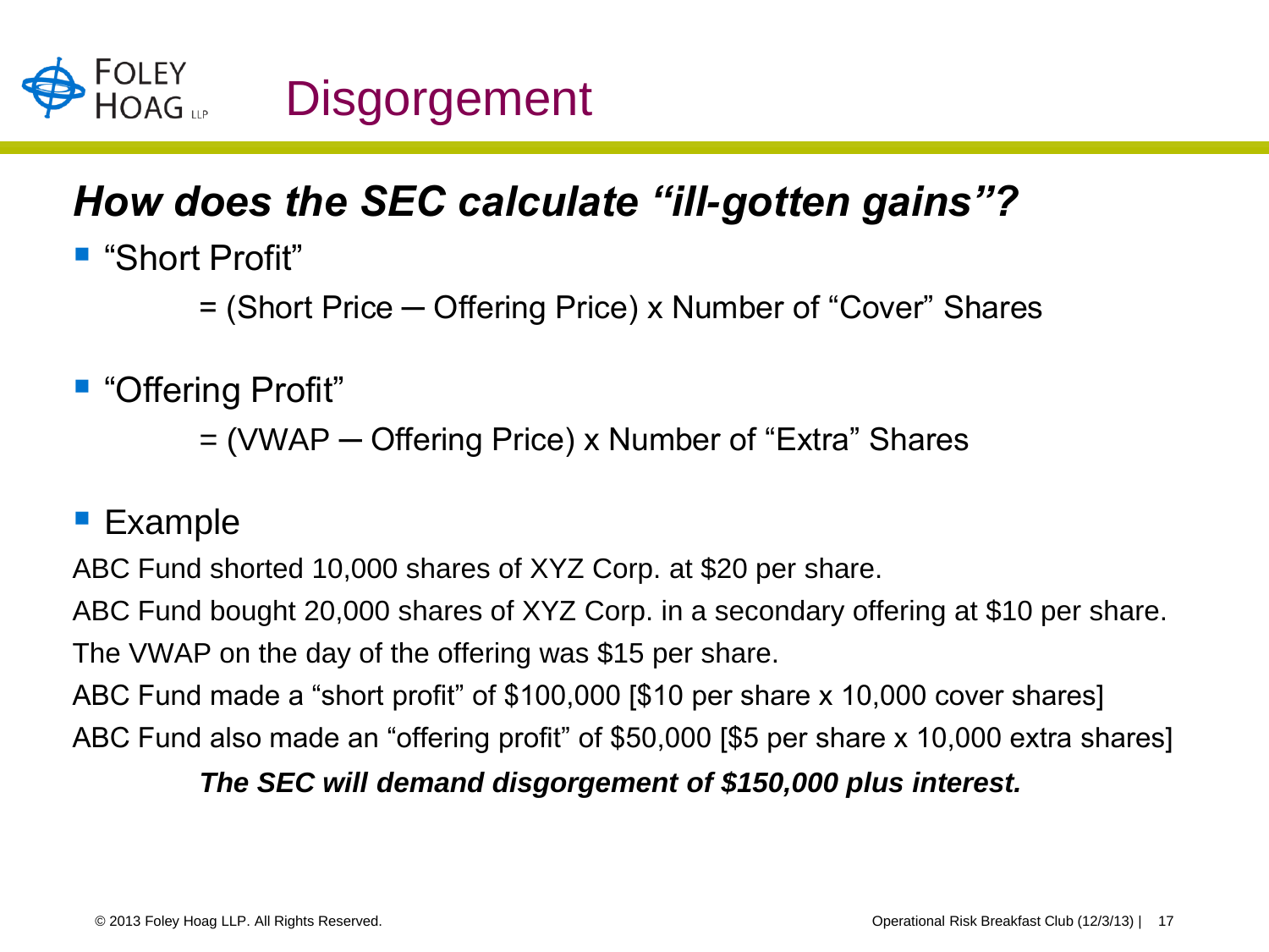# Disgorgement

## *How does the SEC calculate "ill-gotten gains"?*

- "Short Profit"

  = (Short Price – Offering Price) x Number of "Cover" Shares

- "Offering Profit"

  = (VWAP – Offering Price) x Number of "Extra" Shares

- Example

ABC Fund shorted 10,000 shares of XYZ Corp. at $20 per share.

ABC Fund bought 20,000 shares of XYZ Corp. in a secondary offering at $10 per share.

The VWAP on the day of the offering was $15 per share.

ABC Fund made a "short profit" of $100,000 [$10 per share x 10,000 cover shares]

ABC Fund also made an "offering profit" of $50,000 [$5 per share x 10,000 extra shares]

***The SEC will demand disgorgement of $150,000 plus interest.***

© 2013 Foley Hoag LLP. All Rights Reserved.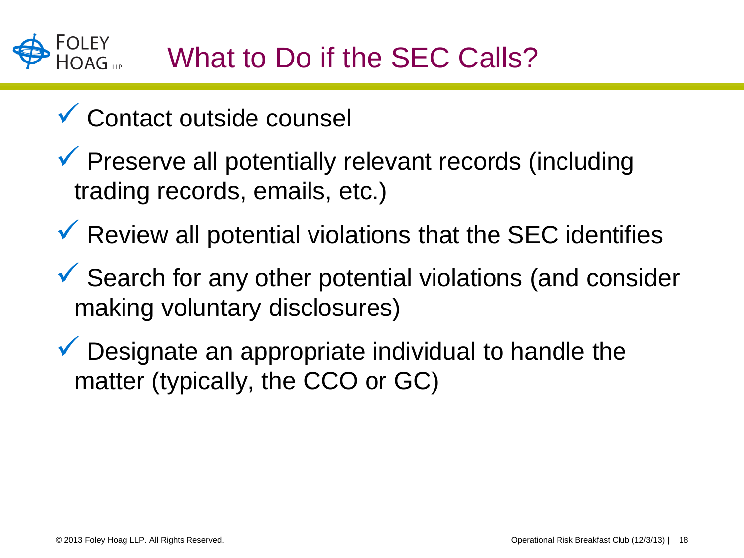# What to Do if the SEC Calls?

- ✓ Contact outside counsel
- ✓ Preserve all potentially relevant records (including trading records, emails, etc.)
- ✓ Review all potential violations that the SEC identifies
- ✓ Search for any other potential violations (and consider making voluntary disclosures)
- ✓ Designate an appropriate individual to handle the matter (typically, the CCO or GC)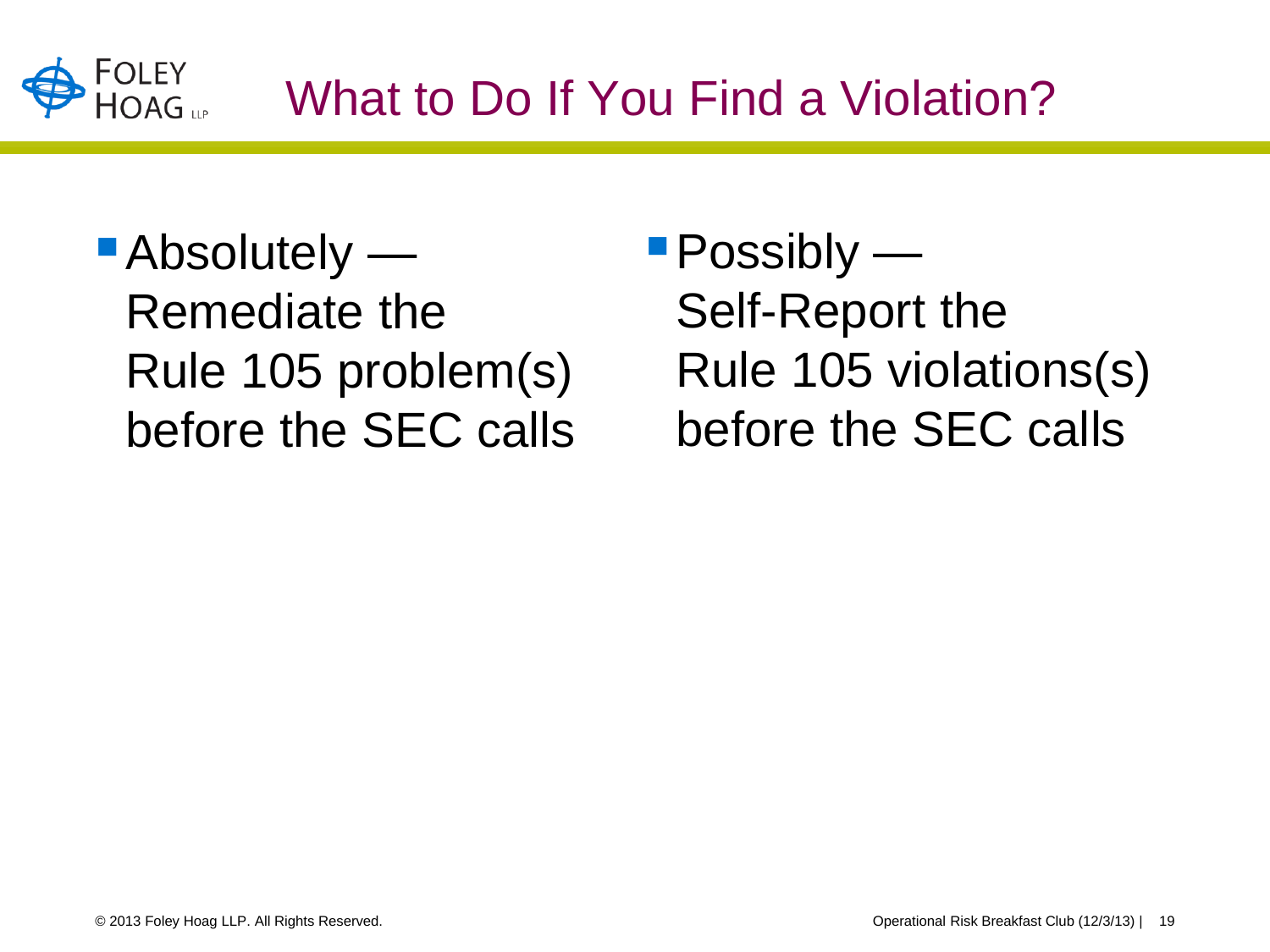# What to Do If You Find a Violation?

- Absolutely — Remediate the Rule 105 problem(s) before the SEC calls

- Possibly — Self-Report the Rule 105 violations(s) before the SEC calls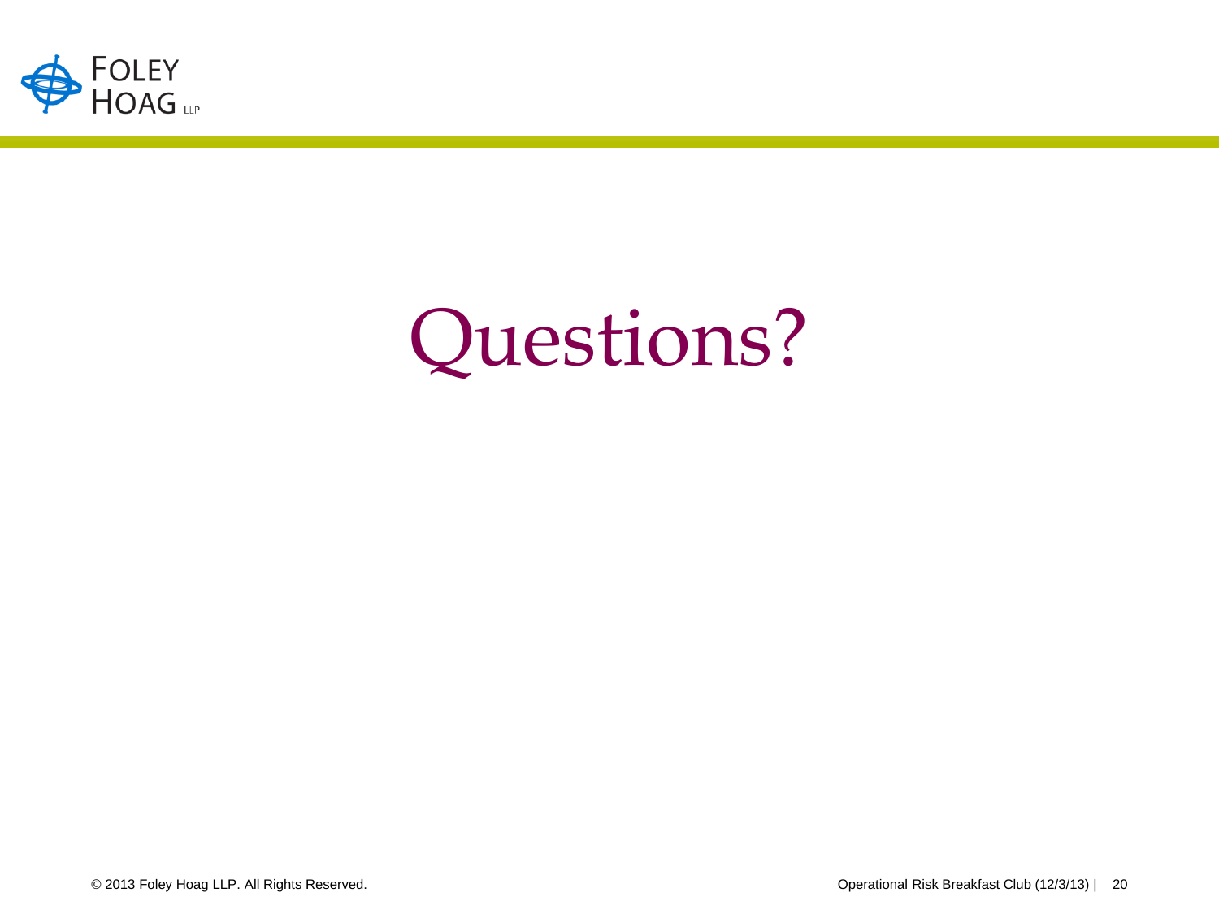# Questions?